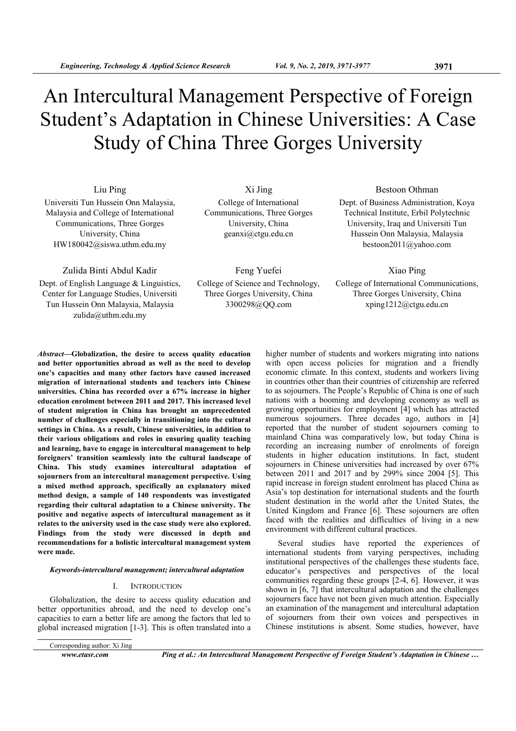# An Intercultural Management Perspective of Foreign Student's Adaptation in Chinese Universities: A Case Study of China Three Gorges University

Liu Ping
Universiti Tun Hussein Onn Malaysia, Malaysia and College of International Communications, Three Gorges University, China
HW180042@siswa.uthm.edu.my

Xi Jing
College of International Communications, Three Gorges University, China
geanxi@ctgu.edu.cn

Bestoon Othman
Dept. of Business Administration, Koya Technical Institute, Erbil Polytechnic University, Iraq and Universiti Tun Hussein Onn Malaysia, Malaysia
bestoon2011@yahoo.com

Zulida Binti Abdul Kadir
Dept. of English Language & Linguistics, Center for Language Studies, Universiti Tun Hussein Onn Malaysia, Malaysia
zulida@uthm.edu.my

Feng Yuefei
College of Science and Technology, Three Gorges University, China
3300298@QQ.com

Xiao Ping
College of International Communications, Three Gorges University, China
xping1212@ctgu.edu.cn

***Abstract*—Globalization, the desire to access quality education and better opportunities abroad as well as the need to develop one's capacities and many other factors have caused increased migration of international students and teachers into Chinese universities. China has recorded over a 67% increase in higher education enrolment between 2011 and 2017. This increased level of student migration in China has brought an unprecedented number of challenges especially in transitioning into the cultural settings in China. As a result, Chinese universities, in addition to their various obligations and roles in ensuring quality teaching and learning, have to engage in intercultural management to help foreigners' transition seamlessly into the cultural landscape of China. This study examines intercultural adaptation of sojourners from an intercultural management perspective. Using a mixed method approach, specifically an explanatory mixed method design, a sample of 140 respondents was investigated regarding their cultural adaptation to a Chinese university. The positive and negative aspects of intercultural management as it relates to the university used in the case study were also explored. Findings from the study were discussed in depth and recommendations for a holistic intercultural management system were made.**

***Keywords-intercultural management; intercultural adaptation***

## I. Introduction

Globalization, the desire to access quality education and better opportunities abroad, and the need to develop one's capacities to earn a better life are among the factors that led to global increased migration [1-3]. This is often translated into a higher number of students and workers migrating into nations with open access policies for migration and a friendly economic climate. In this context, students and workers living in countries other than their countries of citizenship are referred to as sojourners. The People's Republic of China is one of such nations with a booming and developing economy as well as growing opportunities for employment [4] which has attracted numerous sojourners. Three decades ago, authors in [4] reported that the number of student sojourners coming to mainland China was comparatively low, but today China is recording an increasing number of enrolments of foreign students in higher education institutions. In fact, student sojourners in Chinese universities had increased by over 67% between 2011 and 2017 and by 299% since 2004 [5]. This rapid increase in foreign student enrolment has placed China as Asia's top destination for international students and the fourth student destination in the world after the United States, the United Kingdom and France [6]. These sojourners are often faced with the realities and difficulties of living in a new environment with different cultural practices.

Several studies have reported the experiences of international students from varying perspectives, including institutional perspectives of the challenges these students face, educator's perspectives and perspectives of the local communities regarding these groups [2-4, 6]. However, it was shown in [6, 7] that intercultural adaptation and the challenges sojourners face have not been given much attention. Especially an examination of the management and intercultural adaptation of sojourners from their own voices and perspectives in Chinese institutions is absent. Some studies, however, have

Corresponding author: Xi Jing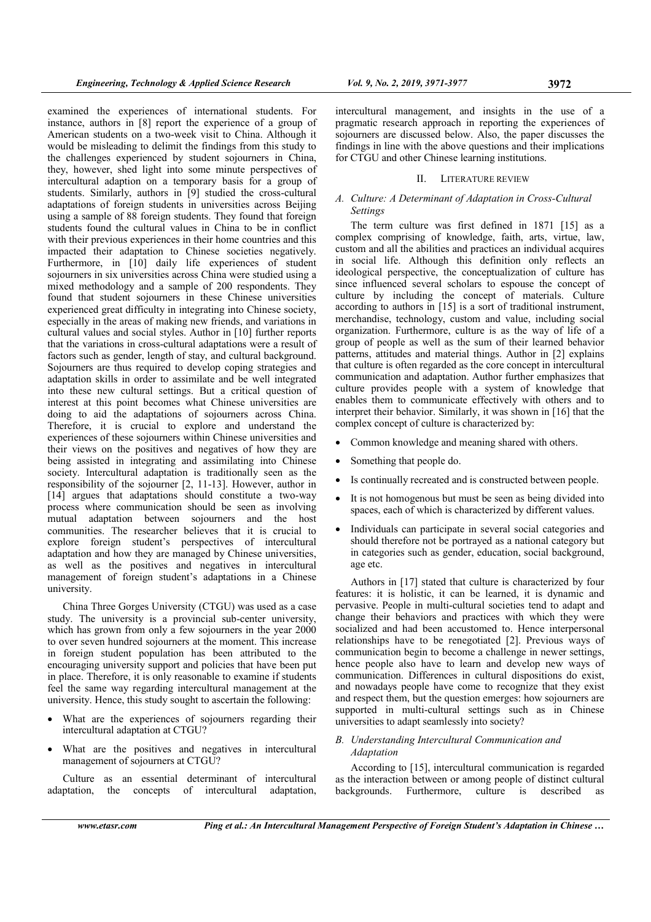examined the experiences of international students. For instance, authors in [8] report the experience of a group of American students on a two-week visit to China. Although it would be misleading to delimit the findings from this study to the challenges experienced by student sojourners in China, they, however, shed light into some minute perspectives of intercultural adaption on a temporary basis for a group of students. Similarly, authors in [9] studied the cross-cultural adaptations of foreign students in universities across Beijing using a sample of 88 foreign students. They found that foreign students found the cultural values in China to be in conflict with their previous experiences in their home countries and this impacted their adaptation to Chinese societies negatively. Furthermore, in [10] daily life experiences of student sojourners in six universities across China were studied using a mixed methodology and a sample of 200 respondents. They found that student sojourners in these Chinese universities experienced great difficulty in integrating into Chinese society, especially in the areas of making new friends, and variations in cultural values and social styles. Author in [10] further reports that the variations in cross-cultural adaptations were a result of factors such as gender, length of stay, and cultural background. Sojourners are thus required to develop coping strategies and adaptation skills in order to assimilate and be well integrated into these new cultural settings. But a critical question of interest at this point becomes what Chinese universities are doing to aid the adaptations of sojourners across China. Therefore, it is crucial to explore and understand the experiences of these sojourners within Chinese universities and their views on the positives and negatives of how they are being assisted in integrating and assimilating into Chinese society. Intercultural adaptation is traditionally seen as the responsibility of the sojourner [2, 11-13]. However, author in [14] argues that adaptations should constitute a two-way process where communication should be seen as involving mutual adaptation between sojourners and the host communities. The researcher believes that it is crucial to explore foreign student's perspectives of intercultural adaptation and how they are managed by Chinese universities, as well as the positives and negatives in intercultural management of foreign student's adaptations in a Chinese university.

China Three Gorges University (CTGU) was used as a case study. The university is a provincial sub-center university, which has grown from only a few sojourners in the year 2000 to over seven hundred sojourners at the moment. This increase in foreign student population has been attributed to the encouraging university support and policies that have been put in place. Therefore, it is only reasonable to examine if students feel the same way regarding intercultural management at the university. Hence, this study sought to ascertain the following:

- What are the experiences of sojourners regarding their intercultural adaptation at CTGU?
- What are the positives and negatives in intercultural management of sojourners at CTGU?

Culture as an essential determinant of intercultural adaptation, the concepts of intercultural adaptation, intercultural management, and insights in the use of a pragmatic research approach in reporting the experiences of sojourners are discussed below. Also, the paper discusses the findings in line with the above questions and their implications for CTGU and other Chinese learning institutions.

## II. Literature Review

### A. Culture: A Determinant of Adaptation in Cross-Cultural Settings

The term culture was first defined in 1871 [15] as a complex comprising of knowledge, faith, arts, virtue, law, custom and all the abilities and practices an individual acquires in social life. Although this definition only reflects an ideological perspective, the conceptualization of culture has since influenced several scholars to espouse the concept of culture by including the concept of materials. Culture according to authors in [15] is a sort of traditional instrument, merchandise, technology, custom and value, including social organization. Furthermore, culture is as the way of life of a group of people as well as the sum of their learned behavior patterns, attitudes and material things. Author in [2] explains that culture is often regarded as the core concept in intercultural communication and adaptation. Author further emphasizes that culture provides people with a system of knowledge that enables them to communicate effectively with others and to interpret their behavior. Similarly, it was shown in [16] that the complex concept of culture is characterized by:

- Common knowledge and meaning shared with others.
- Something that people do.
- Is continually recreated and is constructed between people.
- It is not homogenous but must be seen as being divided into spaces, each of which is characterized by different values.
- Individuals can participate in several social categories and should therefore not be portrayed as a national category but in categories such as gender, education, social background, age etc.

Authors in [17] stated that culture is characterized by four features: it is holistic, it can be learned, it is dynamic and pervasive. People in multi-cultural societies tend to adapt and change their behaviors and practices with which they were socialized and had been accustomed to. Hence interpersonal relationships have to be renegotiated [2]. Previous ways of communication begin to become a challenge in newer settings, hence people also have to learn and develop new ways of communication. Differences in cultural dispositions do exist, and nowadays people have come to recognize that they exist and respect them, but the question emerges: how sojourners are supported in multi-cultural settings such as in Chinese universities to adapt seamlessly into society?

### B. Understanding Intercultural Communication and Adaptation

According to [15], intercultural communication is regarded as the interaction between or among people of distinct cultural backgrounds. Furthermore, culture is described as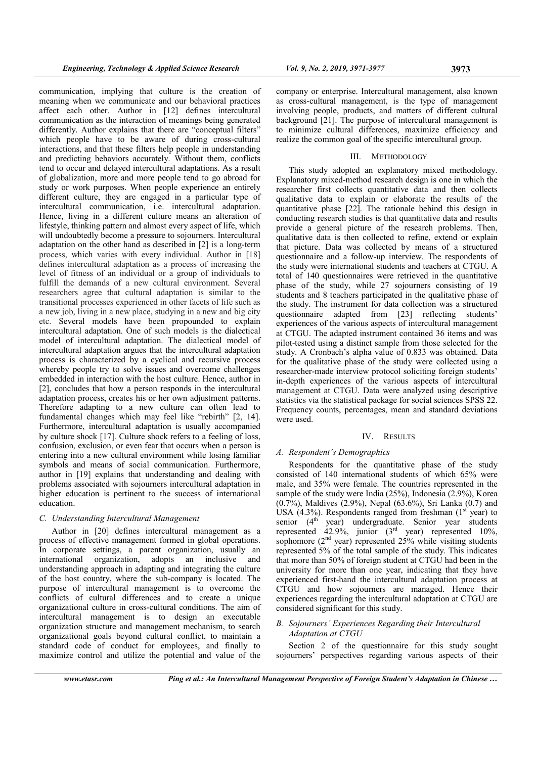communication, implying that culture is the creation of meaning when we communicate and our behavioral practices affect each other. Author in [12] defines intercultural communication as the interaction of meanings being generated differently. Author explains that there are "conceptual filters" which people have to be aware of during cross-cultural interactions, and that these filters help people in understanding and predicting behaviors accurately. Without them, conflicts tend to occur and delayed intercultural adaptations. As a result of globalization, more and more people tend to go abroad for study or work purposes. When people experience an entirely different culture, they are engaged in a particular type of intercultural communication, i.e. intercultural adaptation. Hence, living in a different culture means an alteration of lifestyle, thinking pattern and almost every aspect of life, which will undoubtedly become a pressure to sojourners. Intercultural adaptation on the other hand as described in [2] is a long-term process, which varies with every individual. Author in [18] defines intercultural adaptation as a process of increasing the level of fitness of an individual or a group of individuals to fulfill the demands of a new cultural environment. Several researchers agree that cultural adaptation is similar to the transitional processes experienced in other facets of life such as a new job, living in a new place, studying in a new and big city etc. Several models have been propounded to explain intercultural adaptation. One of such models is the dialectical model of intercultural adaptation. The dialectical model of intercultural adaptation argues that the intercultural adaptation process is characterized by a cyclical and recursive process whereby people try to solve issues and overcome challenges embedded in interaction with the host culture. Hence, author in [2], concludes that how a person responds in the intercultural adaptation process, creates his or her own adjustment patterns. Therefore adapting to a new culture can often lead to fundamental changes which may feel like "rebirth" [2, 14]. Furthermore, intercultural adaptation is usually accompanied by culture shock [17]. Culture shock refers to a feeling of loss, confusion, exclusion, or even fear that occurs when a person is entering into a new cultural environment while losing familiar symbols and means of social communication. Furthermore, author in [19] explains that understanding and dealing with problems associated with sojourners intercultural adaptation in higher education is pertinent to the success of international education.

### C. Understanding Intercultural Management

Author in [20] defines intercultural management as a process of effective management formed in global operations. In corporate settings, a parent organization, usually an international organization, adopts an inclusive and understanding approach in adapting and integrating the culture of the host country, where the sub-company is located. The purpose of intercultural management is to overcome the conflicts of cultural differences and to create a unique organizational culture in cross-cultural conditions. The aim of intercultural management is to design an executable organization structure and management mechanism, to search organizational goals beyond cultural conflict, to maintain a standard code of conduct for employees, and finally to maximize control and utilize the potential and value of the company or enterprise. Intercultural management, also known as cross-cultural management, is the type of management involving people, products, and matters of different cultural background [21]. The purpose of intercultural management is to minimize cultural differences, maximize efficiency and realize the common goal of the specific intercultural group.

## III. Methodology

This study adopted an explanatory mixed methodology. Explanatory mixed-method research design is one in which the researcher first collects quantitative data and then collects qualitative data to explain or elaborate the results of the quantitative phase [22]. The rationale behind this design in conducting research studies is that quantitative data and results provide a general picture of the research problems. Then, qualitative data is then collected to refine, extend or explain that picture. Data was collected by means of a structured questionnaire and a follow-up interview. The respondents of the study were international students and teachers at CTGU. A total of 140 questionnaires were retrieved in the quantitative phase of the study, while 27 sojourners consisting of 19 students and 8 teachers participated in the qualitative phase of the study. The instrument for data collection was a structured questionnaire adapted from [23] reflecting students' experiences of the various aspects of intercultural management at CTGU. The adapted instrument contained 36 items and was pilot-tested using a distinct sample from those selected for the study. A Cronbach's alpha value of 0.833 was obtained. Data for the qualitative phase of the study were collected using a researcher-made interview protocol soliciting foreign students' in-depth experiences of the various aspects of intercultural management at CTGU. Data were analyzed using descriptive statistics via the statistical package for social sciences SPSS 22. Frequency counts, percentages, mean and standard deviations were used.

## IV. Results

### A. Respondent's Demographics

Respondents for the quantitative phase of the study consisted of 140 international students of which 65% were male, and 35% were female. The countries represented in the sample of the study were India (25%), Indonesia (2.9%), Korea (0.7%), Maldives (2.9%), Nepal (63.6%), Sri Lanka (0.7) and USA (4.3%). Respondents ranged from freshman (1st year) to senior (4th year) undergraduate. Senior year students represented 42.9%, junior (3rd year) represented 10%, sophomore (2nd year) represented 25% while visiting students represented 5% of the total sample of the study. This indicates that more than 50% of foreign student at CTGU had been in the university for more than one year, indicating that they have experienced first-hand the intercultural adaptation process at CTGU and how sojourners are managed. Hence their experiences regarding the intercultural adaptation at CTGU are considered significant for this study.

### B. Sojourners' Experiences Regarding their Intercultural Adaptation at CTGU

Section 2 of the questionnaire for this study sought sojourners' perspectives regarding various aspects of their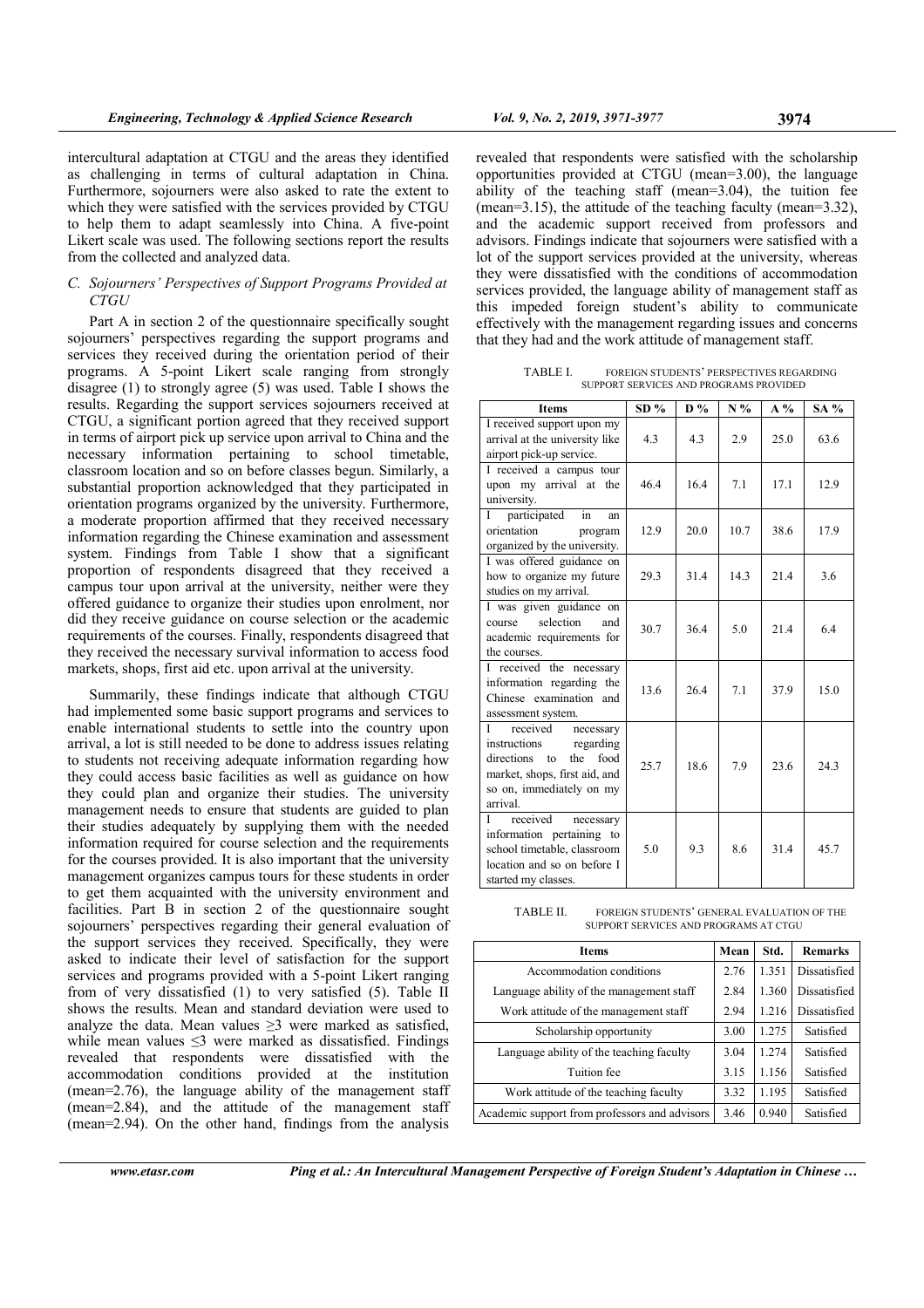intercultural adaptation at CTGU and the areas they identified as challenging in terms of cultural adaptation in China. Furthermore, sojourners were also asked to rate the extent to which they were satisfied with the services provided by CTGU to help them to adapt seamlessly into China. A five-point Likert scale was used. The following sections report the results from the collected and analyzed data.

### C. Sojourners' Perspectives of Support Programs Provided at CTGU

Part A in section 2 of the questionnaire specifically sought sojourners' perspectives regarding the support programs and services they received during the orientation period of their programs. A 5-point Likert scale ranging from strongly disagree (1) to strongly agree (5) was used. Table I shows the results. Regarding the support services sojourners received at CTGU, a significant portion agreed that they received support in terms of airport pick up service upon arrival to China and the necessary information pertaining to school timetable, classroom location and so on before classes begun. Similarly, a substantial proportion acknowledged that they participated in orientation programs organized by the university. Furthermore, a moderate proportion affirmed that they received necessary information regarding the Chinese examination and assessment system. Findings from Table I show that a significant proportion of respondents disagreed that they received a campus tour upon arrival at the university, neither were they offered guidance to organize their studies upon enrolment, nor did they receive guidance on course selection or the academic requirements of the courses. Finally, respondents disagreed that they received the necessary survival information to access food markets, shops, first aid etc. upon arrival at the university.

Summarily, these findings indicate that although CTGU had implemented some basic support programs and services to enable international students to settle into the country upon arrival, a lot is still needed to be done to address issues relating to students not receiving adequate information regarding how they could access basic facilities as well as guidance on how they could plan and organize their studies. The university management needs to ensure that students are guided to plan their studies adequately by supplying them with the needed information required for course selection and the requirements for the courses provided. It is also important that the university management organizes campus tours for these students in order to get them acquainted with the university environment and facilities. Part B in section 2 of the questionnaire sought sojourners' perspectives regarding their general evaluation of the support services they received. Specifically, they were asked to indicate their level of satisfaction for the support services and programs provided with a 5-point Likert ranging from of very dissatisfied (1) to very satisfied (5). Table II shows the results. Mean and standard deviation were used to analyze the data. Mean values ≥3 were marked as satisfied, while mean values ≤3 were marked as dissatisfied. Findings revealed that respondents were dissatisfied with the accommodation conditions provided at the institution (mean=2.76), the language ability of the management staff (mean=2.84), and the attitude of the management staff (mean=2.94). On the other hand, findings from the analysis revealed that respondents were satisfied with the scholarship opportunities provided at CTGU (mean=3.00), the language ability of the teaching staff (mean=3.04), the tuition fee (mean=3.15), the attitude of the teaching faculty (mean=3.32), and the academic support received from professors and advisors. Findings indicate that sojourners were satisfied with a lot of the support services provided at the university, whereas they were dissatisfied with the conditions of accommodation services provided, the language ability of management staff as this impeded foreign student's ability to communicate effectively with the management regarding issues and concerns that they had and the work attitude of management staff.

TABLE I. FOREIGN STUDENTS' PERSPECTIVES REGARDING SUPPORT SERVICES AND PROGRAMS PROVIDED

| Items | SD % | D % | N % | A % | SA % |
|---|---|---|---|---|---|
| I received support upon my arrival at the university like airport pick-up service. | 4.3 | 4.3 | 2.9 | 25.0 | 63.6 |
| I received a campus tour upon my arrival at the university. | 46.4 | 16.4 | 7.1 | 17.1 | 12.9 |
| I participated in an orientation program organized by the university. | 12.9 | 20.0 | 10.7 | 38.6 | 17.9 |
| I was offered guidance on how to organize my future studies on my arrival. | 29.3 | 31.4 | 14.3 | 21.4 | 3.6 |
| I was given guidance on course selection and academic requirements for the courses. | 30.7 | 36.4 | 5.0 | 21.4 | 6.4 |
| I received the necessary information regarding the Chinese examination and assessment system. | 13.6 | 26.4 | 7.1 | 37.9 | 15.0 |
| I received necessary instructions regarding directions to the food market, shops, first aid, and so on, immediately on my arrival. | 25.7 | 18.6 | 7.9 | 23.6 | 24.3 |
| I received necessary information pertaining to school timetable, classroom location and so on before I started my classes. | 5.0 | 9.3 | 8.6 | 31.4 | 45.7 |

TABLE II. FOREIGN STUDENTS' GENERAL EVALUATION OF THE SUPPORT SERVICES AND PROGRAMS AT CTGU

| Items | Mean | Std. | Remarks |
|---|---|---|---|
| Accommodation conditions | 2.76 | 1.351 | Dissatisfied |
| Language ability of the management staff | 2.84 | 1.360 | Dissatisfied |
| Work attitude of the management staff | 2.94 | 1.216 | Dissatisfied |
| Scholarship opportunity | 3.00 | 1.275 | Satisfied |
| Language ability of the teaching faculty | 3.04 | 1.274 | Satisfied |
| Tuition fee | 3.15 | 1.156 | Satisfied |
| Work attitude of the teaching faculty | 3.32 | 1.195 | Satisfied |
| Academic support from professors and advisors | 3.46 | 0.940 | Satisfied |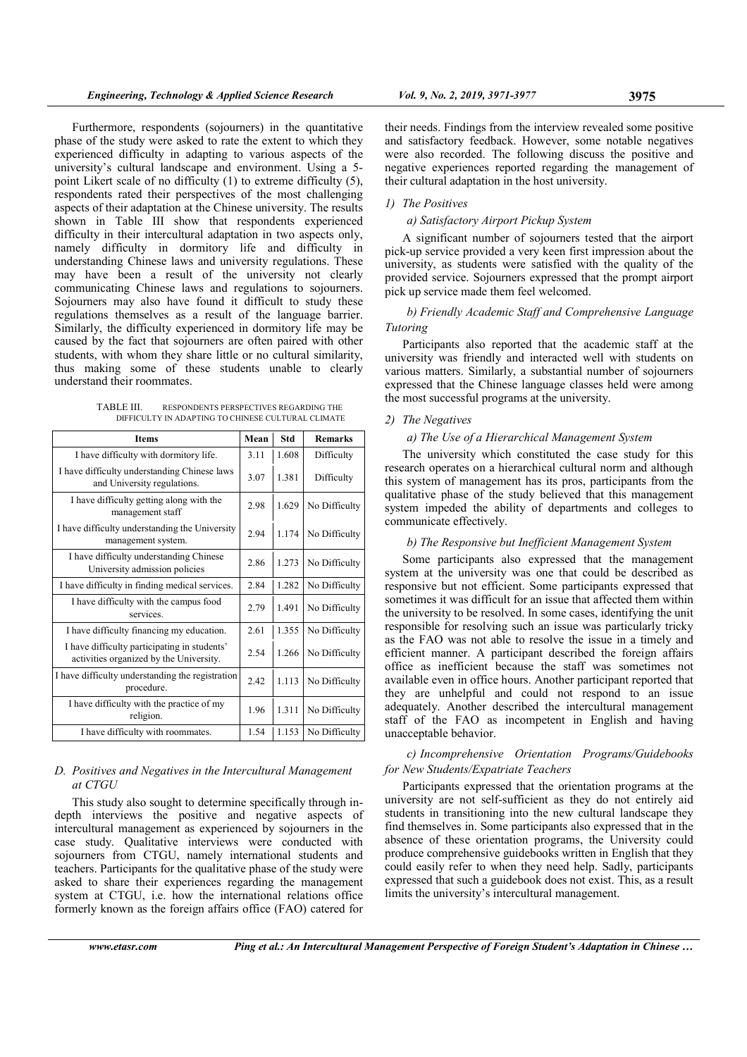Furthermore, respondents (sojourners) in the quantitative phase of the study were asked to rate the extent to which they experienced difficulty in adapting to various aspects of the university's cultural landscape and environment. Using a 5-point Likert scale of no difficulty (1) to extreme difficulty (5), respondents rated their perspectives of the most challenging aspects of their adaptation at the Chinese university. The results shown in Table III show that respondents experienced difficulty in their intercultural adaptation in two aspects only, namely difficulty in dormitory life and difficulty in understanding Chinese laws and university regulations. These may have been a result of the university not clearly communicating Chinese laws and regulations to sojourners. Sojourners may also have found it difficult to study these regulations themselves as a result of the language barrier. Similarly, the difficulty experienced in dormitory life may be caused by the fact that sojourners are often paired with other students, with whom they share little or no cultural similarity, thus making some of these students unable to clearly understand their roommates.

TABLE III. RESPONDENTS PERSPECTIVES REGARDING THE DIFFICULTY IN ADAPTING TO CHINESE CULTURAL CLIMATE

| Items | Mean | Std | Remarks |
|---|---|---|---|
| I have difficulty with dormitory life. | 3.11 | 1.608 | Difficulty |
| I have difficulty understanding Chinese laws and University regulations. | 3.07 | 1.381 | Difficulty |
| I have difficulty getting along with the management staff | 2.98 | 1.629 | No Difficulty |
| I have difficulty understanding the University management system. | 2.94 | 1.174 | No Difficulty |
| I have difficulty understanding Chinese University admission policies | 2.86 | 1.273 | No Difficulty |
| I have difficulty in finding medical services. | 2.84 | 1.282 | No Difficulty |
| I have difficulty with the campus food services. | 2.79 | 1.491 | No Difficulty |
| I have difficulty financing my education. | 2.61 | 1.355 | No Difficulty |
| I have difficulty participating in students' activities organized by the University. | 2.54 | 1.266 | No Difficulty |
| I have difficulty understanding the registration procedure. | 2.42 | 1.113 | No Difficulty |
| I have difficulty with the practice of my religion. | 1.96 | 1.311 | No Difficulty |
| I have difficulty with roommates. | 1.54 | 1.153 | No Difficulty |

### D. Positives and Negatives in the Intercultural Management at CTGU

This study also sought to determine specifically through in-depth interviews the positive and negative aspects of intercultural management as experienced by sojourners in the case study. Qualitative interviews were conducted with sojourners from CTGU, namely international students and teachers. Participants for the qualitative phase of the study were asked to share their experiences regarding the management system at CTGU, i.e. how the international relations office formerly known as the foreign affairs office (FAO) catered for their needs. Findings from the interview revealed some positive and satisfactory feedback. However, some notable negatives were also recorded. The following discuss the positive and negative experiences reported regarding the management of their cultural adaptation in the host university.

#### 1) The Positives

*a) Satisfactory Airport Pickup System*

A significant number of sojourners tested that the airport pick-up service provided a very keen first impression about the university, as students were satisfied with the quality of the provided service. Sojourners expressed that the prompt airport pick up service made them feel welcomed.

*b) Friendly Academic Staff and Comprehensive Language Tutoring*

Participants also reported that the academic staff at the university was friendly and interacted well with students on various matters. Similarly, a substantial number of sojourners expressed that the Chinese language classes held were among the most successful programs at the university.

#### 2) The Negatives

*a) The Use of a Hierarchical Management System*

The university which constituted the case study for this research operates on a hierarchical cultural norm and although this system of management has its pros, participants from the qualitative phase of the study believed that this management system impeded the ability of departments and colleges to communicate effectively.

*b) The Responsive but Inefficient Management System*

Some participants also expressed that the management system at the university was one that could be described as responsive but not efficient. Some participants expressed that sometimes it was difficult for an issue that affected them within the university to be resolved. In some cases, identifying the unit responsible for resolving such an issue was particularly tricky as the FAO was not able to resolve the issue in a timely and efficient manner. A participant described the foreign affairs office as inefficient because the staff was sometimes not available even in office hours. Another participant reported that they are unhelpful and could not respond to an issue adequately. Another described the intercultural management staff of the FAO as incompetent in English and having unacceptable behavior.

*c) Incomprehensive Orientation Programs/Guidebooks for New Students/Expatriate Teachers*

Participants expressed that the orientation programs at the university are not self-sufficient as they do not entirely aid students in transitioning into the new cultural landscape they find themselves in. Some participants also expressed that in the absence of these orientation programs, the University could produce comprehensive guidebooks written in English that they could easily refer to when they need help. Sadly, participants expressed that such a guidebook does not exist. This, as a result limits the university's intercultural management.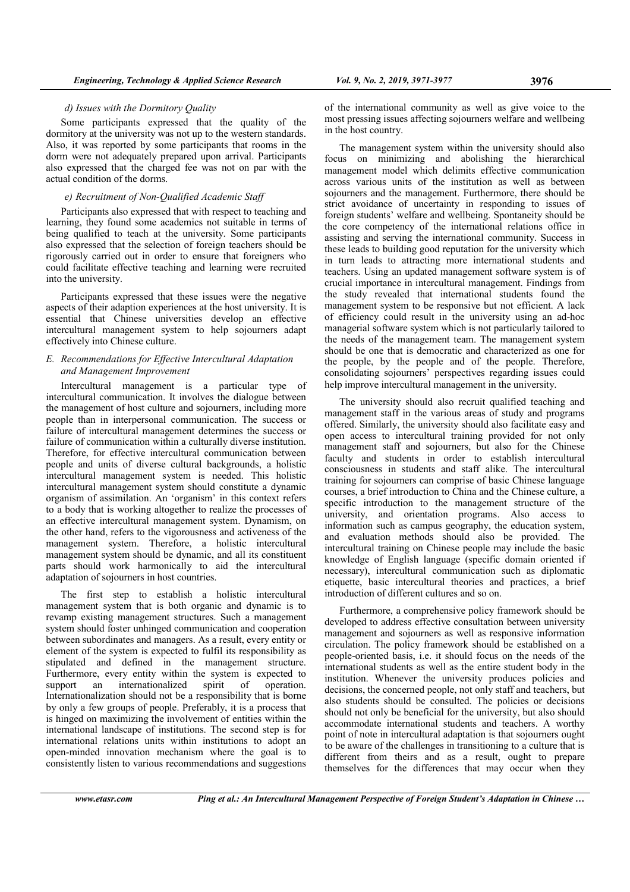#### d) Issues with the Dormitory Quality

Some participants expressed that the quality of the dormitory at the university was not up to the western standards. Also, it was reported by some participants that rooms in the dorm were not adequately prepared upon arrival. Participants also expressed that the charged fee was not on par with the actual condition of the dorms.

#### e) Recruitment of Non-Qualified Academic Staff

Participants also expressed that with respect to teaching and learning, they found some academics not suitable in terms of being qualified to teach at the university. Some participants also expressed that the selection of foreign teachers should be rigorously carried out in order to ensure that foreigners who could facilitate effective teaching and learning were recruited into the university.

Participants expressed that these issues were the negative aspects of their adaption experiences at the host university. It is essential that Chinese universities develop an effective intercultural management system to help sojourners adapt effectively into Chinese culture.

### E. Recommendations for Effective Intercultural Adaptation and Management Improvement

Intercultural management is a particular type of intercultural communication. It involves the dialogue between the management of host culture and sojourners, including more people than in interpersonal communication. The success or failure of intercultural management determines the success or failure of communication within a culturally diverse institution. Therefore, for effective intercultural communication between people and units of diverse cultural backgrounds, a holistic intercultural management system is needed. This holistic intercultural management system should constitute a dynamic organism of assimilation. An 'organism' in this context refers to a body that is working altogether to realize the processes of an effective intercultural management system. Dynamism, on the other hand, refers to the vigorousness and activeness of the management system. Therefore, a holistic intercultural management system should be dynamic, and all its constituent parts should work harmonically to aid the intercultural adaptation of sojourners in host countries.

The first step to establish a holistic intercultural management system that is both organic and dynamic is to revamp existing management structures. Such a management system should foster unhinged communication and cooperation between subordinates and managers. As a result, every entity or element of the system is expected to fulfil its responsibility as stipulated and defined in the management structure. Furthermore, every entity within the system is expected to support an internationalized spirit of operation. Internationalization should not be a responsibility that is borne by only a few groups of people. Preferably, it is a process that is hinged on maximizing the involvement of entities within the international landscape of institutions. The second step is for international relations units within institutions to adopt an open-minded innovation mechanism where the goal is to consistently listen to various recommendations and suggestions of the international community as well as give voice to the most pressing issues affecting sojourners welfare and wellbeing in the host country.

The management system within the university should also focus on minimizing and abolishing the hierarchical management model which delimits effective communication across various units of the institution as well as between sojourners and the management. Furthermore, there should be strict avoidance of uncertainty in responding to issues of foreign students' welfare and wellbeing. Spontaneity should be the core competency of the international relations office in assisting and serving the international community. Success in these leads to building good reputation for the university which in turn leads to attracting more international students and teachers. Using an updated management software system is of crucial importance in intercultural management. Findings from the study revealed that international students found the management system to be responsive but not efficient. A lack of efficiency could result in the university using an ad-hoc managerial software system which is not particularly tailored to the needs of the management team. The management system should be one that is democratic and characterized as one for the people, by the people and of the people. Therefore, consolidating sojourners' perspectives regarding issues could help improve intercultural management in the university.

The university should also recruit qualified teaching and management staff in the various areas of study and programs offered. Similarly, the university should also facilitate easy and open access to intercultural training provided for not only management staff and sojourners, but also for the Chinese faculty and students in order to establish intercultural consciousness in students and staff alike. The intercultural training for sojourners can comprise of basic Chinese language courses, a brief introduction to China and the Chinese culture, a specific introduction to the management structure of the university, and orientation programs. Also access to information such as campus geography, the education system, and evaluation methods should also be provided. The intercultural training on Chinese people may include the basic knowledge of English language (specific domain oriented if necessary), intercultural communication such as diplomatic etiquette, basic intercultural theories and practices, a brief introduction of different cultures and so on.

Furthermore, a comprehensive policy framework should be developed to address effective consultation between university management and sojourners as well as responsive information circulation. The policy framework should be established on a people-oriented basis, i.e. it should focus on the needs of the international students as well as the entire student body in the institution. Whenever the university produces policies and decisions, the concerned people, not only staff and teachers, but also students should be consulted. The policies or decisions should not only be beneficial for the university, but also should accommodate international students and teachers. A worthy point of note in intercultural adaptation is that sojourners ought to be aware of the challenges in transitioning to a culture that is different from theirs and as a result, ought to prepare themselves for the differences that may occur when they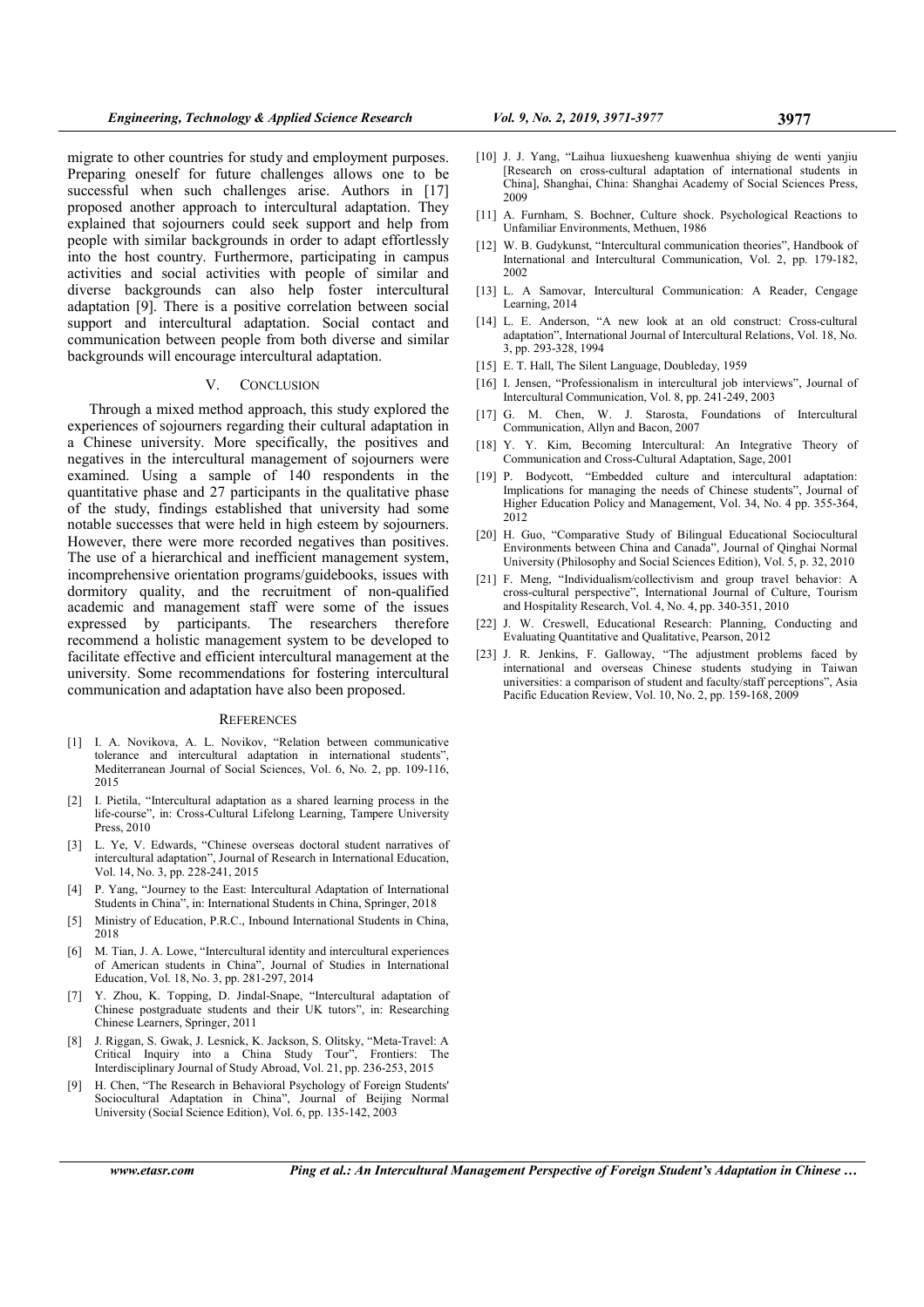migrate to other countries for study and employment purposes. Preparing oneself for future challenges allows one to be successful when such challenges arise. Authors in [17] proposed another approach to intercultural adaptation. They explained that sojourners could seek support and help from people with similar backgrounds in order to adapt effortlessly into the host country. Furthermore, participating in campus activities and social activities with people of similar and diverse backgrounds can also help foster intercultural adaptation [9]. There is a positive correlation between social support and intercultural adaptation. Social contact and communication between people from both diverse and similar backgrounds will encourage intercultural adaptation.

## V. CONCLUSION

Through a mixed method approach, this study explored the experiences of sojourners regarding their cultural adaptation in a Chinese university. More specifically, the positives and negatives in the intercultural management of sojourners were examined. Using a sample of 140 respondents in the quantitative phase and 27 participants in the qualitative phase of the study, findings established that university had some notable successes that were held in high esteem by sojourners. However, there were more recorded negatives than positives. The use of a hierarchical and inefficient management system, incomprehensive orientation programs/guidebooks, issues with dormitory quality, and the recruitment of non-qualified academic and management staff were some of the issues expressed by participants. The researchers therefore recommend a holistic management system to be developed to facilitate effective and efficient intercultural management at the university. Some recommendations for fostering intercultural communication and adaptation have also been proposed.

## REFERENCES

[1] I. A. Novikova, A. L. Novikov, "Relation between communicative tolerance and intercultural adaptation in international students", Mediterranean Journal of Social Sciences, Vol. 6, No. 2, pp. 109-116, 2015

[2] I. Pietila, "Intercultural adaptation as a shared learning process in the life-course", in: Cross-Cultural Lifelong Learning, Tampere University Press, 2010

[3] L. Ye, V. Edwards, "Chinese overseas doctoral student narratives of intercultural adaptation", Journal of Research in International Education, Vol. 14, No. 3, pp. 228-241, 2015

[4] P. Yang, "Journey to the East: Intercultural Adaptation of International Students in China", in: International Students in China, Springer, 2018

[5] Ministry of Education, P.R.C., Inbound International Students in China, 2018

[6] M. Tian, J. A. Lowe, "Intercultural identity and intercultural experiences of American students in China", Journal of Studies in International Education, Vol. 18, No. 3, pp. 281-297, 2014

[7] Y. Zhou, K. Topping, D. Jindal-Snape, "Intercultural adaptation of Chinese postgraduate students and their UK tutors", in: Researching Chinese Learners, Springer, 2011

[8] J. Riggan, S. Gwak, J. Lesnick, K. Jackson, S. Olitsky, "Meta-Travel: A Critical Inquiry into a China Study Tour", Frontiers: The Interdisciplinary Journal of Study Abroad, Vol. 21, pp. 236-253, 2015

[9] H. Chen, "The Research in Behavioral Psychology of Foreign Students' Sociocultural Adaptation in China", Journal of Beijing Normal University (Social Science Edition), Vol. 6, pp. 135-142, 2003

[10] J. J. Yang, "Laihua liuxuesheng kuawenhua shiying de wenti yanjiu [Research on cross-cultural adaptation of international students in China], Shanghai, China: Shanghai Academy of Social Sciences Press, 2009

[11] A. Furnham, S. Bochner, Culture shock. Psychological Reactions to Unfamiliar Environments, Methuen, 1986

[12] W. B. Gudykunst, "Intercultural communication theories", Handbook of International and Intercultural Communication, Vol. 2, pp. 179-182, 2002

[13] L. A Samovar, Intercultural Communication: A Reader, Cengage Learning, 2014

[14] L. E. Anderson, "A new look at an old construct: Cross-cultural adaptation", International Journal of Intercultural Relations, Vol. 18, No. 3, pp. 293-328, 1994

[15] E. T. Hall, The Silent Language, Doubleday, 1959

[16] I. Jensen, "Professionalism in intercultural job interviews", Journal of Intercultural Communication, Vol. 8, pp. 241-249, 2003

[17] G. M. Chen, W. J. Starosta, Foundations of Intercultural Communication, Allyn and Bacon, 2007

[18] Y. Y. Kim, Becoming Intercultural: An Integrative Theory of Communication and Cross-Cultural Adaptation, Sage, 2001

[19] P. Bodycott, "Embedded culture and intercultural adaptation: Implications for managing the needs of Chinese students", Journal of Higher Education Policy and Management, Vol. 34, No. 4 pp. 355-364, 2012

[20] H. Guo, "Comparative Study of Bilingual Educational Sociocultural Environments between China and Canada", Journal of Qinghai Normal University (Philosophy and Social Sciences Edition), Vol. 5, p. 32, 2010

[21] F. Meng, "Individualism/collectivism and group travel behavior: A cross-cultural perspective", International Journal of Culture, Tourism and Hospitality Research, Vol. 4, No. 4, pp. 340-351, 2010

[22] J. W. Creswell, Educational Research: Planning, Conducting and Evaluating Quantitative and Qualitative, Pearson, 2012

[23] J. R. Jenkins, F. Galloway, "The adjustment problems faced by international and overseas Chinese students studying in Taiwan universities: a comparison of student and faculty/staff perceptions", Asia Pacific Education Review, Vol. 10, No. 2, pp. 159-168, 2009